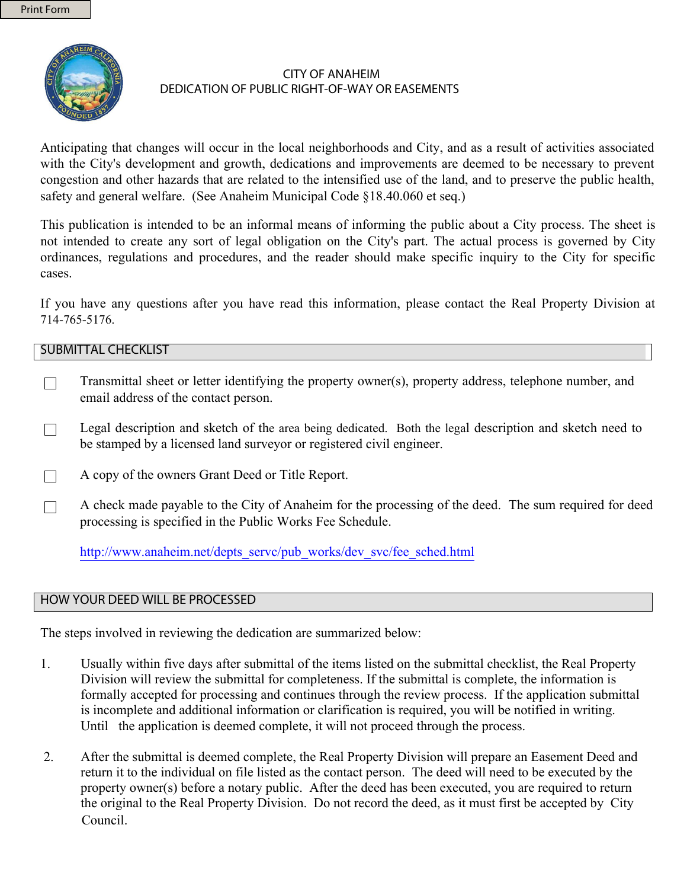Print Form

# CITY OF ANAHEIM
# DEDICATION OF PUBLIC RIGHT-OF-WAY OR EASEMENTS

Anticipating that changes will occur in the local neighborhoods and City, and as a result of activities associated with the City's development and growth, dedications and improvements are deemed to be necessary to prevent congestion and other hazards that are related to the intensified use of the land, and to preserve the public health, safety and general welfare. (See Anaheim Municipal Code §18.40.060 et seq.)

This publication is intended to be an informal means of informing the public about a City process. The sheet is not intended to create any sort of legal obligation on the City's part. The actual process is governed by City ordinances, regulations and procedures, and the reader should make specific inquiry to the City for specific cases.

If you have any questions after you have read this information, please contact the Real Property Division at 714-765-5176.

## SUBMITTAL CHECKLIST

- ☐ Transmittal sheet or letter identifying the property owner(s), property address, telephone number, and email address of the contact person.
- ☐ Legal description and sketch of the area being dedicated. Both the legal description and sketch need to be stamped by a licensed land surveyor or registered civil engineer.
- ☐ A copy of the owners Grant Deed or Title Report.
- ☐ A check made payable to the City of Anaheim for the processing of the deed. The sum required for deed processing is specified in the Public Works Fee Schedule.

  http://www.anaheim.net/depts_servc/pub_works/dev_svc/fee_sched.html

## HOW YOUR DEED WILL BE PROCESSED

The steps involved in reviewing the dedication are summarized below:

1. Usually within five days after submittal of the items listed on the submittal checklist, the Real Property Division will review the submittal for completeness. If the submittal is complete, the information is formally accepted for processing and continues through the review process. If the application submittal is incomplete and additional information or clarification is required, you will be notified in writing. Until the application is deemed complete, it will not proceed through the process.

2. After the submittal is deemed complete, the Real Property Division will prepare an Easement Deed and return it to the individual on file listed as the contact person. The deed will need to be executed by the property owner(s) before a notary public. After the deed has been executed, you are required to return the original to the Real Property Division. Do not record the deed, as it must first be accepted by City Council.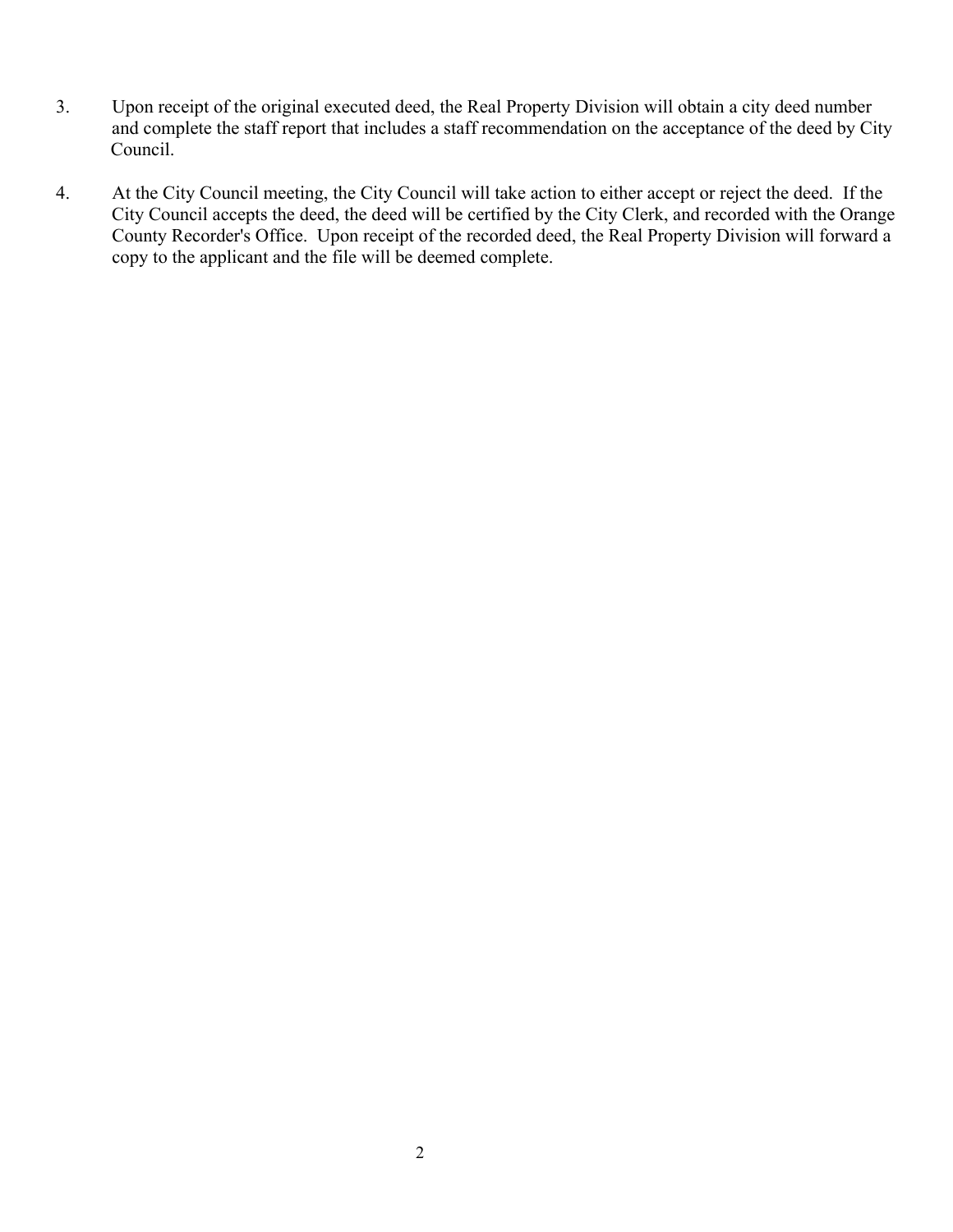3. Upon receipt of the original executed deed, the Real Property Division will obtain a city deed number and complete the staff report that includes a staff recommendation on the acceptance of the deed by City Council.

4. At the City Council meeting, the City Council will take action to either accept or reject the deed. If the City Council accepts the deed, the deed will be certified by the City Clerk, and recorded with the Orange County Recorder's Office. Upon receipt of the recorded deed, the Real Property Division will forward a copy to the applicant and the file will be deemed complete.